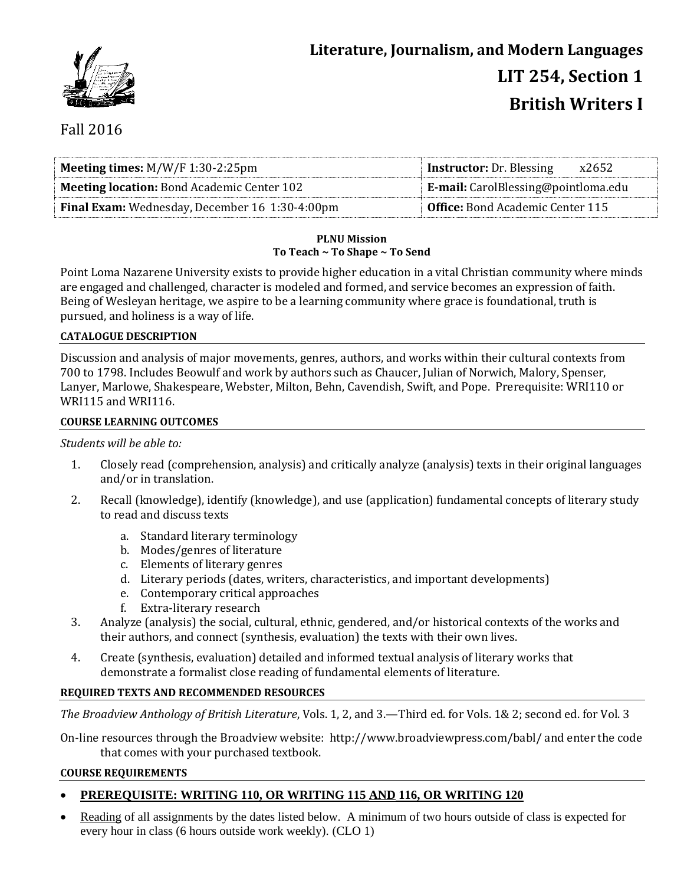# Literature, Journalism, and Modern Languages
# LIT 254, Section 1
# British Writers I

Fall 2016

| **Meeting times:** M/W/F 1:30-2:25pm | **Instructor:** Dr. Blessing x2652 |
|---|---|
| **Meeting location:** Bond Academic Center 102 | **E-mail:** CarolBlessing@pointloma.edu |
| **Final Exam:** Wednesday, December 16 1:30-4:00pm | **Office:** Bond Academic Center 115 |

**PLNU Mission**
**To Teach ~ To Shape ~ To Send**

Point Loma Nazarene University exists to provide higher education in a vital Christian community where minds are engaged and challenged, character is modeled and formed, and service becomes an expression of faith. Being of Wesleyan heritage, we aspire to be a learning community where grace is foundational, truth is pursued, and holiness is a way of life.

### CATALOGUE DESCRIPTION

Discussion and analysis of major movements, genres, authors, and works within their cultural contexts from 700 to 1798. Includes Beowulf and work by authors such as Chaucer, Julian of Norwich, Malory, Spenser, Lanyer, Marlowe, Shakespeare, Webster, Milton, Behn, Cavendish, Swift, and Pope. Prerequisite: WRI110 or WRI115 and WRI116.

### COURSE LEARNING OUTCOMES

*Students will be able to:*

1. Closely read (comprehension, analysis) and critically analyze (analysis) texts in their original languages and/or in translation.
2. Recall (knowledge), identify (knowledge), and use (application) fundamental concepts of literary study to read and discuss texts
   a. Standard literary terminology
   b. Modes/genres of literature
   c. Elements of literary genres
   d. Literary periods (dates, writers, characteristics, and important developments)
   e. Contemporary critical approaches
   f. Extra-literary research
3. Analyze (analysis) the social, cultural, ethnic, gendered, and/or historical contexts of the works and their authors, and connect (synthesis, evaluation) the texts with their own lives.
4. Create (synthesis, evaluation) detailed and informed textual analysis of literary works that demonstrate a formalist close reading of fundamental elements of literature.

### REQUIRED TEXTS AND RECOMMENDED RESOURCES

*The Broadview Anthology of British Literature*, Vols. 1, 2, and 3.—Third ed. for Vols. 1& 2; second ed. for Vol. 3

On-line resources through the Broadview website: http://www.broadviewpress.com/babl/ and enter the code that comes with your purchased textbook.

### COURSE REQUIREMENTS

- **PREREQUISITE: WRITING 110, OR WRITING 115 AND 116, OR WRITING 120**
- Reading of all assignments by the dates listed below. A minimum of two hours outside of class is expected for every hour in class (6 hours outside work weekly). (CLO 1)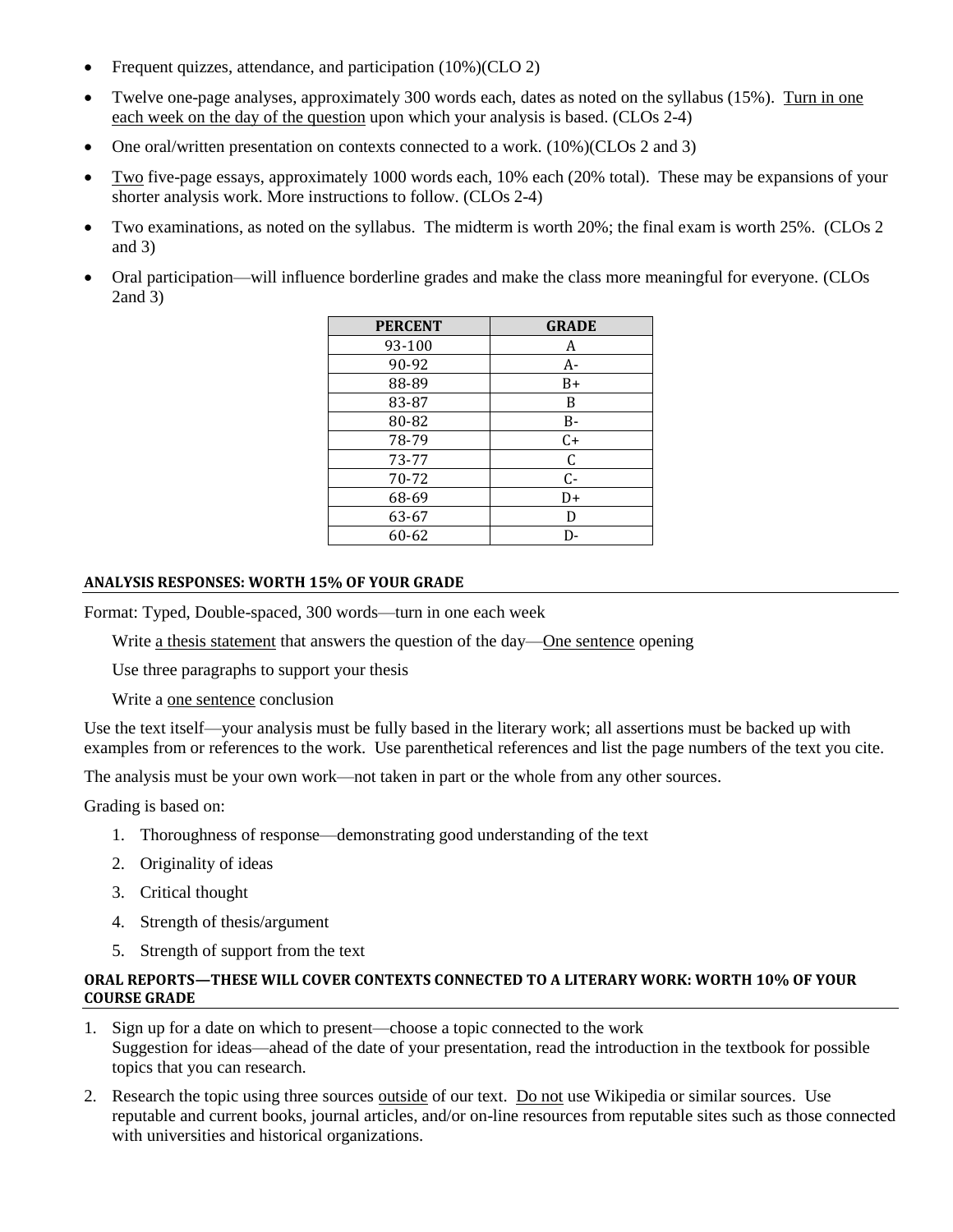- Frequent quizzes, attendance, and participation (10%)(CLO 2)
- Twelve one-page analyses, approximately 300 words each, dates as noted on the syllabus (15%). Turn in one each week on the day of the question upon which your analysis is based. (CLOs 2-4)
- One oral/written presentation on contexts connected to a work. (10%)(CLOs 2 and 3)
- Two five-page essays, approximately 1000 words each, 10% each (20% total). These may be expansions of your shorter analysis work. More instructions to follow. (CLOs 2-4)
- Two examinations, as noted on the syllabus. The midterm is worth 20%; the final exam is worth 25%. (CLOs 2 and 3)
- Oral participation—will influence borderline grades and make the class more meaningful for everyone. (CLOs 2and 3)

| PERCENT | GRADE |
|---|---|
| 93-100 | A |
| 90-92 | A- |
| 88-89 | B+ |
| 83-87 | B |
| 80-82 | B- |
| 78-79 | C+ |
| 73-77 | C |
| 70-72 | C- |
| 68-69 | D+ |
| 63-67 | D |
| 60-62 | D- |

### ANALYSIS RESPONSES: WORTH 15% OF YOUR GRADE

Format: Typed, Double-spaced, 300 words—turn in one each week

Write a thesis statement that answers the question of the day—One sentence opening

Use three paragraphs to support your thesis

Write a one sentence conclusion

Use the text itself—your analysis must be fully based in the literary work; all assertions must be backed up with examples from or references to the work. Use parenthetical references and list the page numbers of the text you cite.

The analysis must be your own work—not taken in part or the whole from any other sources.

Grading is based on:

1. Thoroughness of response—demonstrating good understanding of the text
2. Originality of ideas
3. Critical thought
4. Strength of thesis/argument
5. Strength of support from the text

### ORAL REPORTS—THESE WILL COVER CONTEXTS CONNECTED TO A LITERARY WORK: WORTH 10% OF YOUR COURSE GRADE

1. Sign up for a date on which to present—choose a topic connected to the work
   Suggestion for ideas—ahead of the date of your presentation, read the introduction in the textbook for possible topics that you can research.
2. Research the topic using three sources outside of our text. Do not use Wikipedia or similar sources. Use reputable and current books, journal articles, and/or on-line resources from reputable sites such as those connected with universities and historical organizations.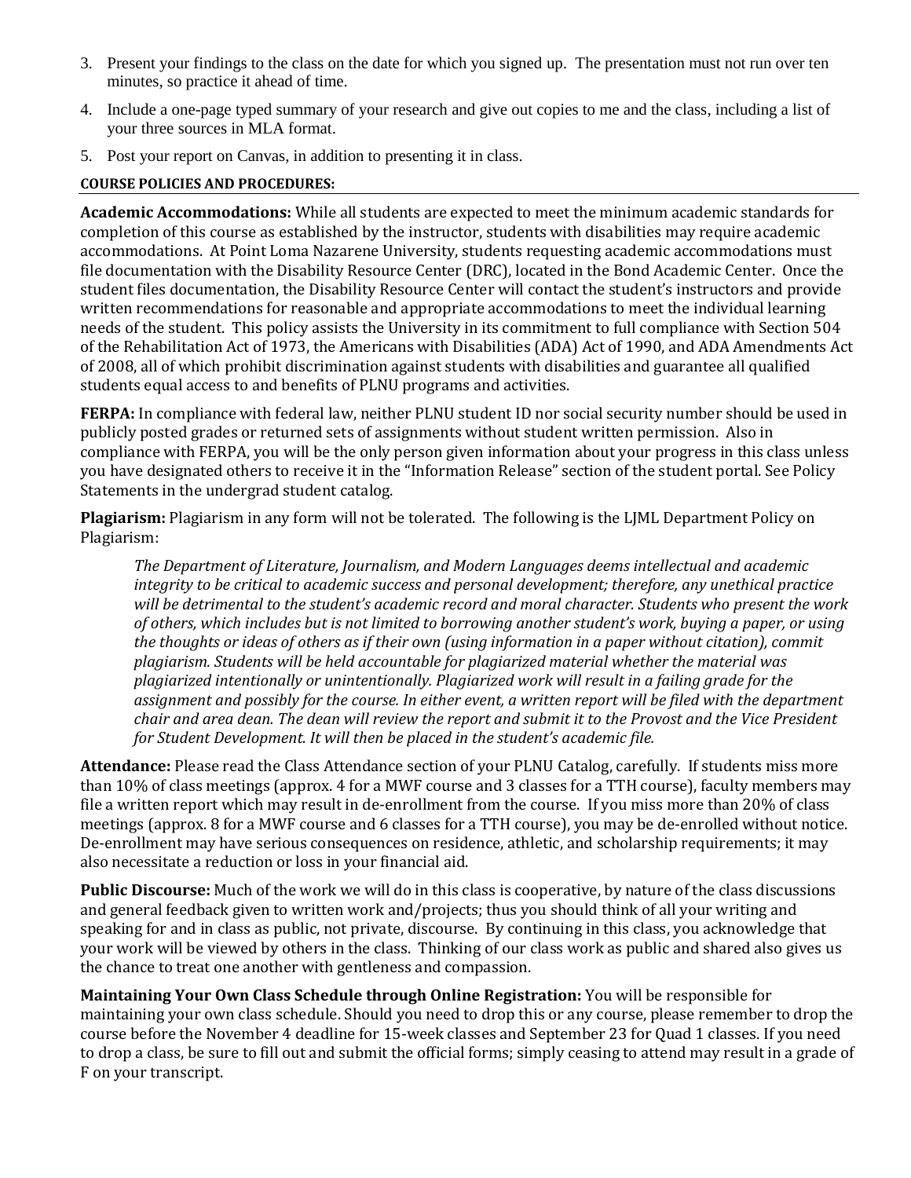3. Present your findings to the class on the date for which you signed up. The presentation must not run over ten minutes, so practice it ahead of time.
4. Include a one-page typed summary of your research and give out copies to me and the class, including a list of your three sources in MLA format.
5. Post your report on Canvas, in addition to presenting it in class.

## COURSE POLICIES AND PROCEDURES:

**Academic Accommodations:** While all students are expected to meet the minimum academic standards for completion of this course as established by the instructor, students with disabilities may require academic accommodations. At Point Loma Nazarene University, students requesting academic accommodations must file documentation with the Disability Resource Center (DRC), located in the Bond Academic Center. Once the student files documentation, the Disability Resource Center will contact the student's instructors and provide written recommendations for reasonable and appropriate accommodations to meet the individual learning needs of the student. This policy assists the University in its commitment to full compliance with Section 504 of the Rehabilitation Act of 1973, the Americans with Disabilities (ADA) Act of 1990, and ADA Amendments Act of 2008, all of which prohibit discrimination against students with disabilities and guarantee all qualified students equal access to and benefits of PLNU programs and activities.

**FERPA:** In compliance with federal law, neither PLNU student ID nor social security number should be used in publicly posted grades or returned sets of assignments without student written permission. Also in compliance with FERPA, you will be the only person given information about your progress in this class unless you have designated others to receive it in the "Information Release" section of the student portal. See Policy Statements in the undergrad student catalog.

**Plagiarism:** Plagiarism in any form will not be tolerated. The following is the LJML Department Policy on Plagiarism:

> *The Department of Literature, Journalism, and Modern Languages deems intellectual and academic integrity to be critical to academic success and personal development; therefore, any unethical practice will be detrimental to the student's academic record and moral character. Students who present the work of others, which includes but is not limited to borrowing another student's work, buying a paper, or using the thoughts or ideas of others as if their own (using information in a paper without citation), commit plagiarism. Students will be held accountable for plagiarized material whether the material was plagiarized intentionally or unintentionally. Plagiarized work will result in a failing grade for the assignment and possibly for the course. In either event, a written report will be filed with the department chair and area dean. The dean will review the report and submit it to the Provost and the Vice President for Student Development. It will then be placed in the student's academic file.*

**Attendance:** Please read the Class Attendance section of your PLNU Catalog, carefully. If students miss more than 10% of class meetings (approx. 4 for a MWF course and 3 classes for a TTH course), faculty members may file a written report which may result in de-enrollment from the course. If you miss more than 20% of class meetings (approx. 8 for a MWF course and 6 classes for a TTH course), you may be de-enrolled without notice. De-enrollment may have serious consequences on residence, athletic, and scholarship requirements; it may also necessitate a reduction or loss in your financial aid.

**Public Discourse:** Much of the work we will do in this class is cooperative, by nature of the class discussions and general feedback given to written work and/projects; thus you should think of all your writing and speaking for and in class as public, not private, discourse. By continuing in this class, you acknowledge that your work will be viewed by others in the class. Thinking of our class work as public and shared also gives us the chance to treat one another with gentleness and compassion.

**Maintaining Your Own Class Schedule through Online Registration:** You will be responsible for maintaining your own class schedule. Should you need to drop this or any course, please remember to drop the course before the November 4 deadline for 15-week classes and September 23 for Quad 1 classes. If you need to drop a class, be sure to fill out and submit the official forms; simply ceasing to attend may result in a grade of F on your transcript.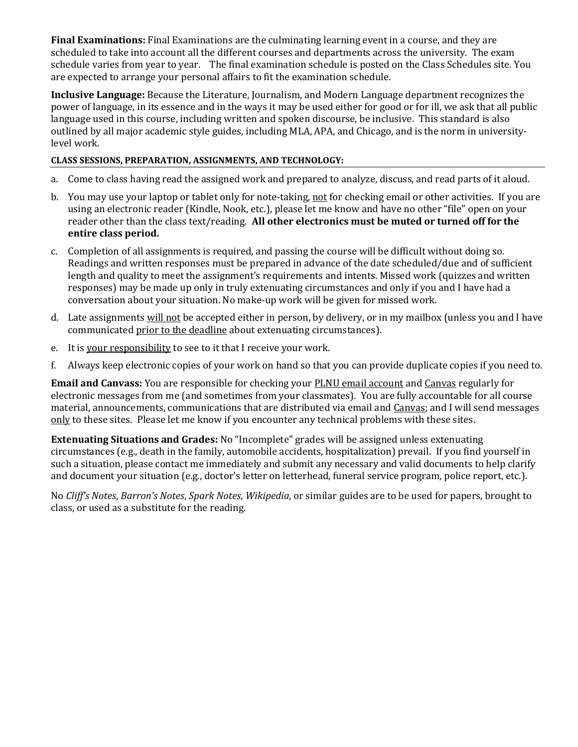**Final Examinations:** Final Examinations are the culminating learning event in a course, and they are scheduled to take into account all the different courses and departments across the university. The exam schedule varies from year to year. The final examination schedule is posted on the Class Schedules site. You are expected to arrange your personal affairs to fit the examination schedule.

**Inclusive Language:** Because the Literature, Journalism, and Modern Language department recognizes the power of language, in its essence and in the ways it may be used either for good or for ill, we ask that all public language used in this course, including written and spoken discourse, be inclusive. This standard is also outlined by all major academic style guides, including MLA, APA, and Chicago, and is the norm in university-level work.

**CLASS SESSIONS, PREPARATION, ASSIGNMENTS, AND TECHNOLOGY:**

a. Come to class having read the assigned work and prepared to analyze, discuss, and read parts of it aloud.

b. You may use your laptop or tablet only for note-taking, not for checking email or other activities. If you are using an electronic reader (Kindle, Nook, etc.), please let me know and have no other "file" open on your reader other than the class text/reading. **All other electronics must be muted or turned off for the entire class period.**

c. Completion of all assignments is required, and passing the course will be difficult without doing so. Readings and written responses must be prepared in advance of the date scheduled/due and of sufficient length and quality to meet the assignment's requirements and intents. Missed work (quizzes and written responses) may be made up only in truly extenuating circumstances and only if you and I have had a conversation about your situation. No make-up work will be given for missed work.

d. Late assignments will not be accepted either in person, by delivery, or in my mailbox (unless you and I have communicated prior to the deadline about extenuating circumstances).

e. It is your responsibility to see to it that I receive your work.

f. Always keep electronic copies of your work on hand so that you can provide duplicate copies if you need to.

**Email and Canvass:** You are responsible for checking your PLNU email account and Canvas regularly for electronic messages from me (and sometimes from your classmates). You are fully accountable for all course material, announcements, communications that are distributed via email and Canvas; and I will send messages only to these sites. Please let me know if you encounter any technical problems with these sites.

**Extenuating Situations and Grades:** No "Incomplete" grades will be assigned unless extenuating circumstances (e.g., death in the family, automobile accidents, hospitalization) prevail. If you find yourself in such a situation, please contact me immediately and submit any necessary and valid documents to help clarify and document your situation (e.g., doctor's letter on letterhead, funeral service program, police report, etc.).

No *Cliff's Notes*, *Barron's Notes*, *Spark Notes*, *Wikipedia*, or similar guides are to be used for papers, brought to class, or used as a substitute for the reading.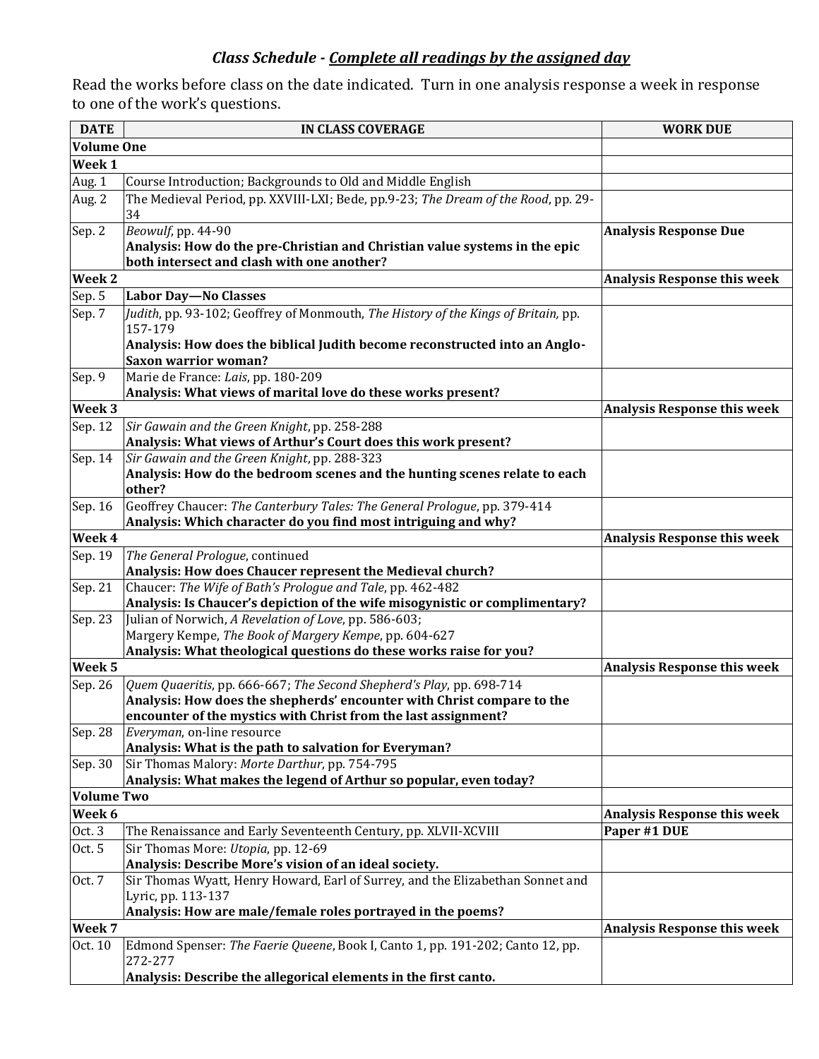### *Class Schedule - Complete all readings by the assigned day*

Read the works before class on the date indicated. Turn in one analysis response a week in response to one of the work's questions.

| DATE | IN CLASS COVERAGE | WORK DUE |
|---|---|---|
| **Volume One** | | |
| **Week 1** | | |
| Aug. 1 | Course Introduction; Backgrounds to Old and Middle English | |
| Aug. 2 | The Medieval Period, pp. XXVIII-LXI; Bede, pp.9-23; *The Dream of the Rood*, pp. 29-34 | |
| Sep. 2 | *Beowulf*, pp. 44-90<br>**Analysis: How do the pre-Christian and Christian value systems in the epic both intersect and clash with one another?** | **Analysis Response Due** |
| **Week 2** | | **Analysis Response this week** |
| Sep. 5 | **Labor Day—No Classes** | |
| Sep. 7 | *Judith*, pp. 93-102; Geoffrey of Monmouth, *The History of the Kings of Britain,* pp. 157-179<br>**Analysis: How does the biblical Judith become reconstructed into an Anglo-Saxon warrior woman?** | |
| Sep. 9 | Marie de France: *Lais*, pp. 180-209<br>**Analysis: What views of marital love do these works present?** | |
| **Week 3** | | **Analysis Response this week** |
| Sep. 12 | *Sir Gawain and the Green Knight*, pp. 258-288<br>**Analysis: What views of Arthur's Court does this work present?** | |
| Sep. 14 | *Sir Gawain and the Green Knight*, pp. 288-323<br>**Analysis: How do the bedroom scenes and the hunting scenes relate to each other?** | |
| Sep. 16 | Geoffrey Chaucer: *The Canterbury Tales: The General Prologue*, pp. 379-414<br>**Analysis: Which character do you find most intriguing and why?** | |
| **Week 4** | | **Analysis Response this week** |
| Sep. 19 | *The General Prologue*, continued<br>**Analysis: How does Chaucer represent the Medieval church?** | |
| Sep. 21 | Chaucer: *The Wife of Bath's Prologue and Tale*, pp. 462-482<br>**Analysis: Is Chaucer's depiction of the wife misogynistic or complimentary?** | |
| Sep. 23 | Julian of Norwich, *A Revelation of Love*, pp. 586-603;<br>Margery Kempe, *The Book of Margery Kempe*, pp. 604-627<br>**Analysis: What theological questions do these works raise for you?** | |
| **Week 5** | | **Analysis Response this week** |
| Sep. 26 | *Quem Quaeritis*, pp. 666-667; *The Second Shepherd's Play*, pp. 698-714<br>**Analysis: How does the shepherds' encounter with Christ compare to the encounter of the mystics with Christ from the last assignment?** | |
| Sep. 28 | *Everyman*, on-line resource<br>**Analysis: What is the path to salvation for Everyman?** | |
| Sep. 30 | Sir Thomas Malory: *Morte Darthur*, pp. 754-795<br>**Analysis: What makes the legend of Arthur so popular, even today?** | |
| **Volume Two** | | |
| **Week 6** | | **Analysis Response this week** |
| Oct. 3 | The Renaissance and Early Seventeenth Century, pp. XLVII-XCVIII | **Paper #1 DUE** |
| Oct. 5 | Sir Thomas More: *Utopia*, pp. 12-69<br>**Analysis: Describe More's vision of an ideal society.** | |
| Oct. 7 | Sir Thomas Wyatt, Henry Howard, Earl of Surrey, and the Elizabethan Sonnet and Lyric, pp. 113-137<br>**Analysis: How are male/female roles portrayed in the poems?** | |
| **Week 7** | | **Analysis Response this week** |
| Oct. 10 | Edmond Spenser: *The Faerie Queene*, Book I, Canto 1, pp. 191-202; Canto 12, pp. 272-277<br>**Analysis: Describe the allegorical elements in the first canto.** | |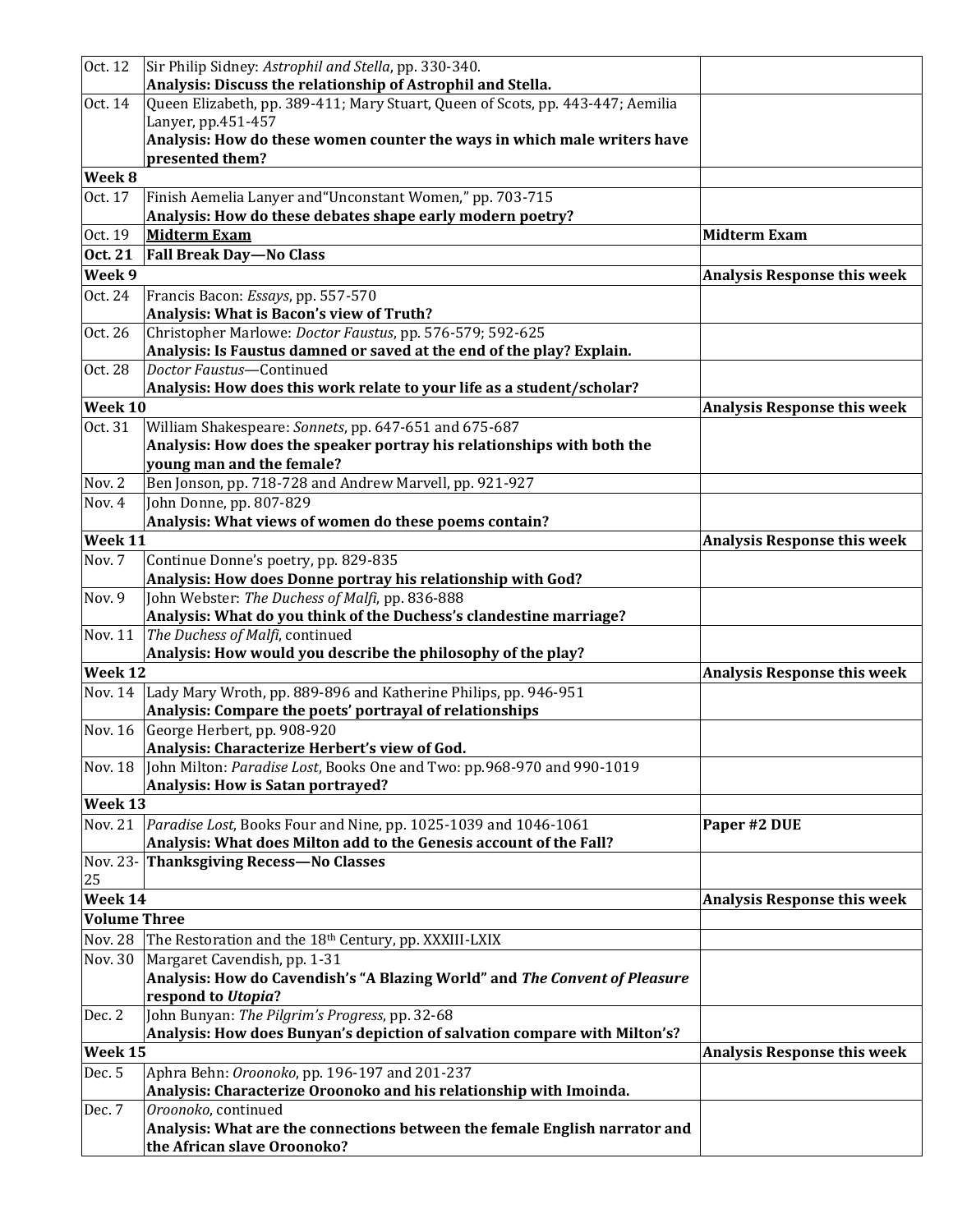| | | |
|---|---|---|
| Oct. 12 | Sir Philip Sidney: *Astrophil and Stella*, pp. 330-340.<br>**Analysis: Discuss the relationship of Astrophil and Stella.** | |
| Oct. 14 | Queen Elizabeth, pp. 389-411; Mary Stuart, Queen of Scots, pp. 443-447; Aemilia Lanyer, pp.451-457<br>**Analysis: How do these women counter the ways in which male writers have presented them?** | |
| **Week 8** | | |
| Oct. 17 | Finish Aemelia Lanyer and"Unconstant Women," pp. 703-715<br>**Analysis: How do these debates shape early modern poetry?** | |
| Oct. 19 | **Midterm Exam** | **Midterm Exam** |
| **Oct. 21** | **Fall Break Day—No Class** | |
| **Week 9** | | **Analysis Response this week** |
| Oct. 24 | Francis Bacon: *Essays*, pp. 557-570<br>**Analysis: What is Bacon's view of Truth?** | |
| Oct. 26 | Christopher Marlowe: *Doctor Faustus*, pp. 576-579; 592-625<br>**Analysis: Is Faustus damned or saved at the end of the play? Explain.** | |
| Oct. 28 | *Doctor Faustus*—Continued<br>**Analysis: How does this work relate to your life as a student/scholar?** | |
| **Week 10** | | **Analysis Response this week** |
| Oct. 31 | William Shakespeare: *Sonnets*, pp. 647-651 and 675-687<br>**Analysis: How does the speaker portray his relationships with both the young man and the female?** | |
| Nov. 2 | Ben Jonson, pp. 718-728 and Andrew Marvell, pp. 921-927 | |
| Nov. 4 | John Donne, pp. 807-829<br>**Analysis: What views of women do these poems contain?** | |
| **Week 11** | | **Analysis Response this week** |
| Nov. 7 | Continue Donne's poetry, pp. 829-835<br>**Analysis: How does Donne portray his relationship with God?** | |
| Nov. 9 | John Webster: *The Duchess of Malfi*, pp. 836-888<br>**Analysis: What do you think of the Duchess's clandestine marriage?** | |
| Nov. 11 | *The Duchess of Malfi*, continued<br>**Analysis: How would you describe the philosophy of the play?** | |
| **Week 12** | | **Analysis Response this week** |
| Nov. 14 | Lady Mary Wroth, pp. 889-896 and Katherine Philips, pp. 946-951<br>**Analysis: Compare the poets' portrayal of relationships** | |
| Nov. 16 | George Herbert, pp. 908-920<br>**Analysis: Characterize Herbert's view of God.** | |
| Nov. 18 | John Milton: *Paradise Lost*, Books One and Two: pp.968-970 and 990-1019<br>**Analysis: How is Satan portrayed?** | |
| **Week 13** | | |
| Nov. 21 | *Paradise Lost*, Books Four and Nine, pp. 1025-1039 and 1046-1061<br>**Analysis: What does Milton add to the Genesis account of the Fall?** | **Paper #2 DUE** |
| Nov. 23-25 | **Thanksgiving Recess—No Classes** | |
| **Week 14** | | **Analysis Response this week** |
| **Volume Three** | | |
| Nov. 28 | The Restoration and the 18th Century, pp. XXXIII-LXIX | |
| Nov. 30 | Margaret Cavendish, pp. 1-31<br>**Analysis: How do Cavendish's "A Blazing World" and *The Convent of Pleasure* respond to *Utopia*?** | |
| Dec. 2 | John Bunyan: *The Pilgrim's Progress*, pp. 32-68<br>**Analysis: How does Bunyan's depiction of salvation compare with Milton's?** | |
| **Week 15** | | **Analysis Response this week** |
| Dec. 5 | Aphra Behn: *Oroonoko*, pp. 196-197 and 201-237<br>**Analysis: Characterize Oroonoko and his relationship with Imoinda.** | |
| Dec. 7 | *Oroonoko*, continued<br>**Analysis: What are the connections between the female English narrator and the African slave Oroonoko?** | |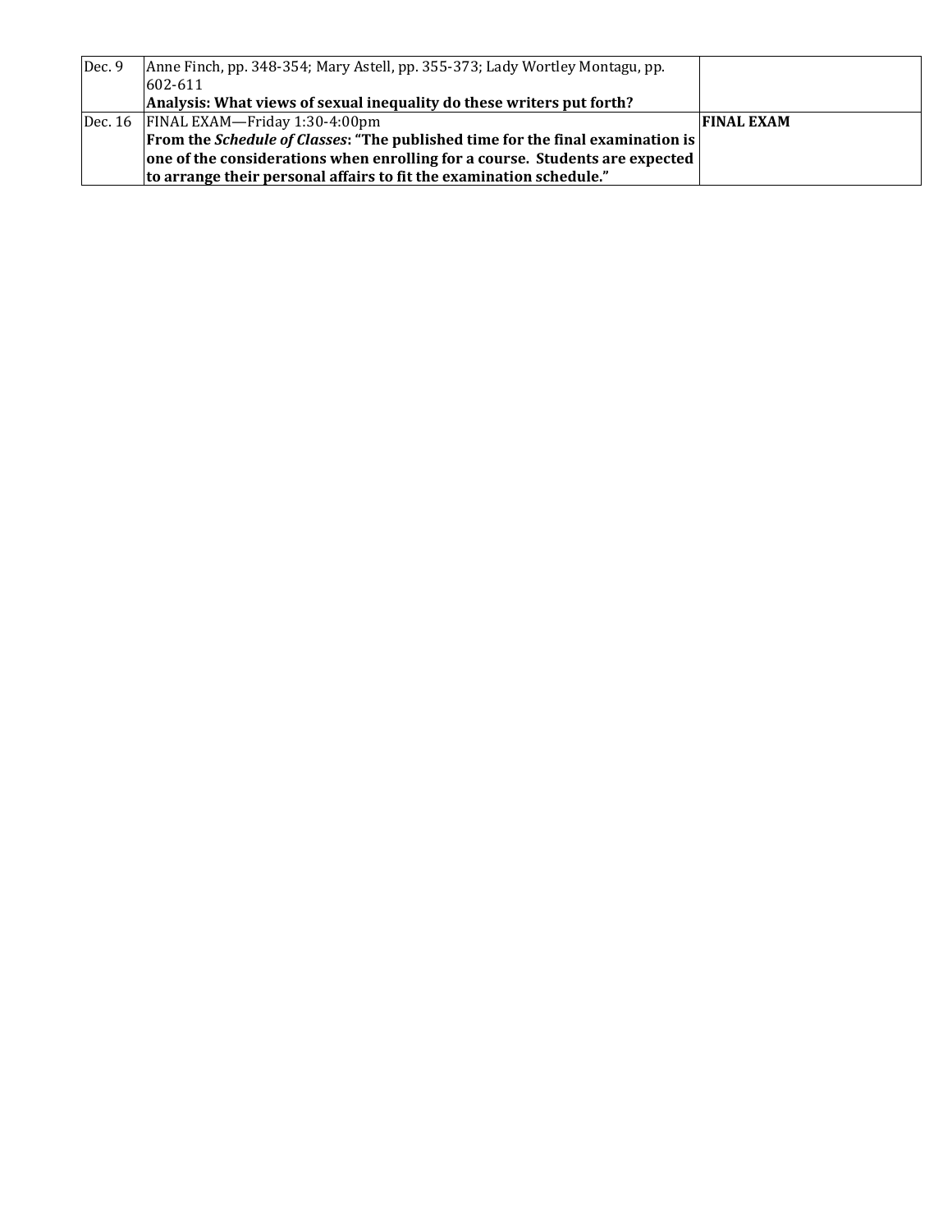| | | |
|---|---|---|
| Dec. 9 | Anne Finch, pp. 348-354; Mary Astell, pp. 355-373; Lady Wortley Montagu, pp. 602-611<br>**Analysis: What views of sexual inequality do these writers put forth?** | |
| Dec. 16 | FINAL EXAM—Friday 1:30-4:00pm<br>**From the *Schedule of Classes*: "The published time for the final examination is one of the considerations when enrolling for a course. Students are expected to arrange their personal affairs to fit the examination schedule."** | **FINAL EXAM** |